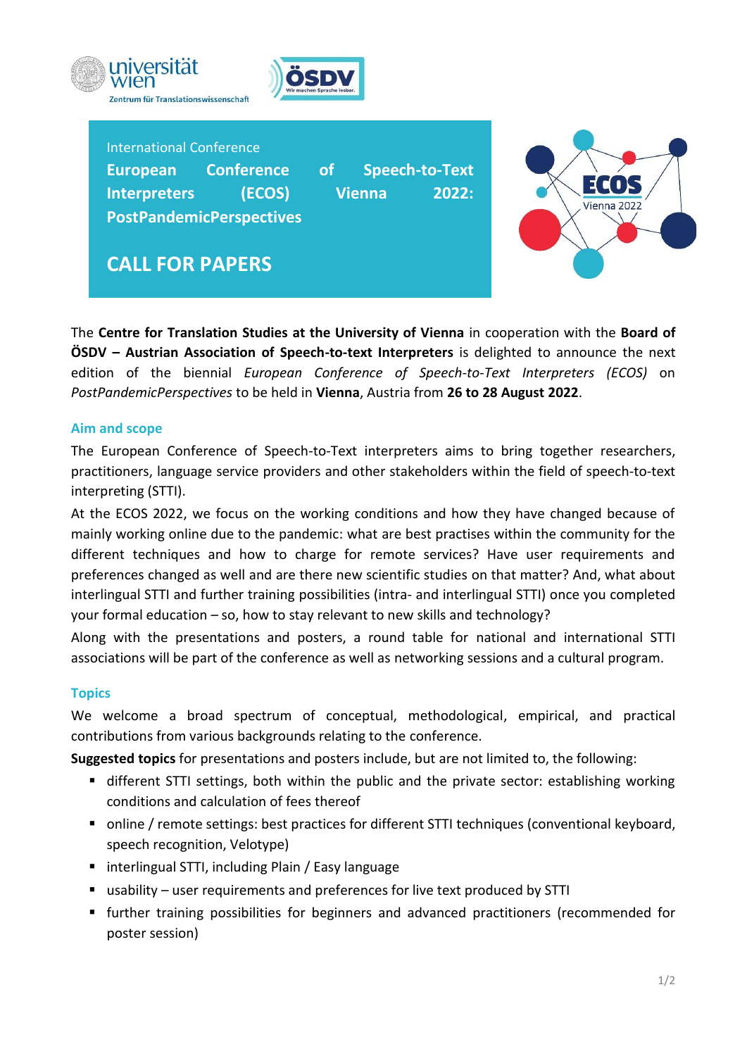universität wien
Zentrum für Translationswissenschaft

ÖSDV Wir machen Sprache lesbar.

International Conference

# European Conference of Speech-to-Text Interpreters (ECOS) Vienna 2022: PostPandemicPerspectives

## CALL FOR PAPERS

ECOS Vienna 2022

The **Centre for Translation Studies at the University of Vienna** in cooperation with the **Board of ÖSDV – Austrian Association of Speech-to-text Interpreters** is delighted to announce the next edition of the biennial *European Conference of Speech-to-Text Interpreters (ECOS)* on *PostPandemicPerspectives* to be held in **Vienna**, Austria from **26 to 28 August 2022**.

### Aim and scope

The European Conference of Speech-to-Text interpreters aims to bring together researchers, practitioners, language service providers and other stakeholders within the field of speech-to-text interpreting (STTI).

At the ECOS 2022, we focus on the working conditions and how they have changed because of mainly working online due to the pandemic: what are best practises within the community for the different techniques and how to charge for remote services? Have user requirements and preferences changed as well and are there new scientific studies on that matter? And, what about interlingual STTI and further training possibilities (intra- and interlingual STTI) once you completed your formal education – so, how to stay relevant to new skills and technology?

Along with the presentations and posters, a round table for national and international STTI associations will be part of the conference as well as networking sessions and a cultural program.

### Topics

We welcome a broad spectrum of conceptual, methodological, empirical, and practical contributions from various backgrounds relating to the conference.

**Suggested topics** for presentations and posters include, but are not limited to, the following:

- different STTI settings, both within the public and the private sector: establishing working conditions and calculation of fees thereof
- online / remote settings: best practices for different STTI techniques (conventional keyboard, speech recognition, Velotype)
- interlingual STTI, including Plain / Easy language
- usability – user requirements and preferences for live text produced by STTI
- further training possibilities for beginners and advanced practitioners (recommended for poster session)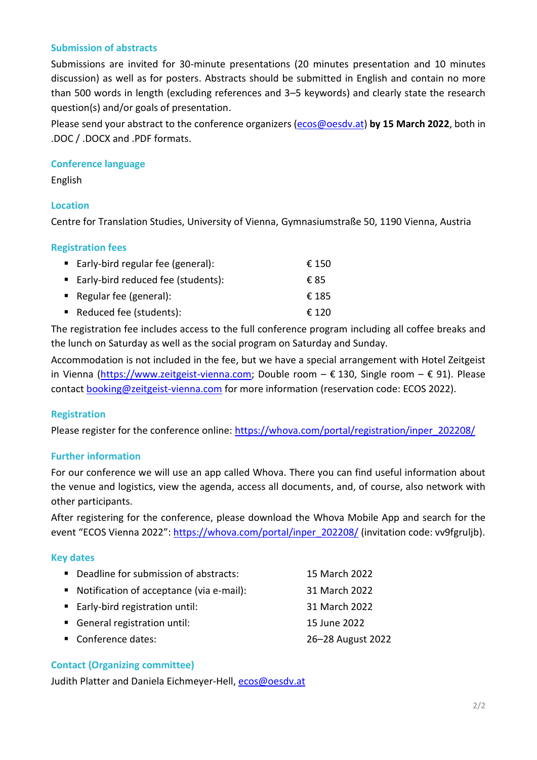### Submission of abstracts

Submissions are invited for 30-minute presentations (20 minutes presentation and 10 minutes discussion) as well as for posters. Abstracts should be submitted in English and contain no more than 500 words in length (excluding references and 3–5 keywords) and clearly state the research question(s) and/or goals of presentation.

Please send your abstract to the conference organizers (ecos@oesdv.at) **by 15 March 2022**, both in .DOC / .DOCX and .PDF formats.

### Conference language

English

### Location

Centre for Translation Studies, University of Vienna, Gymnasiumstraße 50, 1190 Vienna, Austria

### Registration fees

- Early-bird regular fee (general): € 150
- Early-bird reduced fee (students): € 85
- Regular fee (general): € 185
- Reduced fee (students): € 120

The registration fee includes access to the full conference program including all coffee breaks and the lunch on Saturday as well as the social program on Saturday and Sunday.

Accommodation is not included in the fee, but we have a special arrangement with Hotel Zeitgeist in Vienna (https://www.zeitgeist-vienna.com; Double room – € 130, Single room – € 91). Please contact booking@zeitgeist-vienna.com for more information (reservation code: ECOS 2022).

### Registration

Please register for the conference online: https://whova.com/portal/registration/inper_202208/

### Further information

For our conference we will use an app called Whova. There you can find useful information about the venue and logistics, view the agenda, access all documents, and, of course, also network with other participants.

After registering for the conference, please download the Whova Mobile App and search for the event "ECOS Vienna 2022": https://whova.com/portal/inper_202208/ (invitation code: vv9fgruljb).

### Key dates

- Deadline for submission of abstracts: 15 March 2022
- Notification of acceptance (via e-mail): 31 March 2022
- Early-bird registration until: 31 March 2022
- General registration until: 15 June 2022
- Conference dates: 26–28 August 2022

### Contact (Organizing committee)

Judith Platter and Daniela Eichmeyer-Hell, ecos@oesdv.at